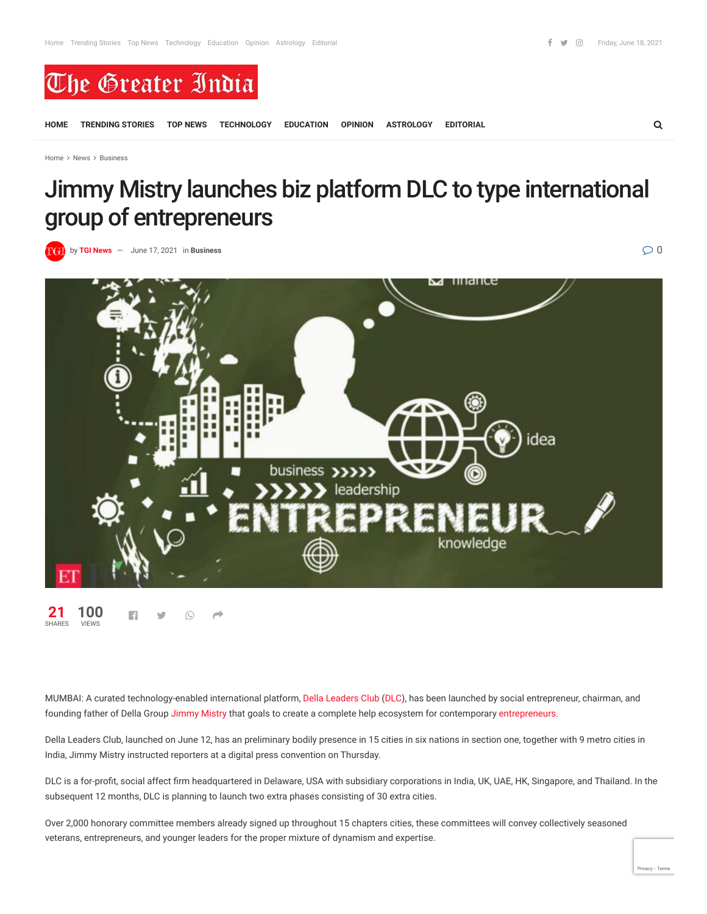Home › News › Business

# Jimmy Mistry launches biz platform DLC to type international group of entrepreneurs

by TGI News — June 17, 2021 in Business

21 SHARES 100 VIEWS

MUMBAI: A curated technology-enabled international platform, Della Leaders Club (DLC), has been launched by social entrepreneur, chairman, and founding father of Della Group Jimmy Mistry that goals to create a complete help ecosystem for contemporary entrepreneurs.

Della Leaders Club, launched on June 12, has an preliminary bodily presence in 15 cities in six nations in section one, together with 9 metro cities in India, Jimmy Mistry instructed reporters at a digital press convention on Thursday.

DLC is a for-profit, social affect firm headquartered in Delaware, USA with subsidiary corporations in India, UK, UAE, HK, Singapore, and Thailand. In the subsequent 12 months, DLC is planning to launch two extra phases consisting of 30 extra cities.

Over 2,000 honorary committee members already signed up throughout 15 chapters cities, these committees will convey collectively seasoned veterans, entrepreneurs, and younger leaders for the proper mixture of dynamism and expertise.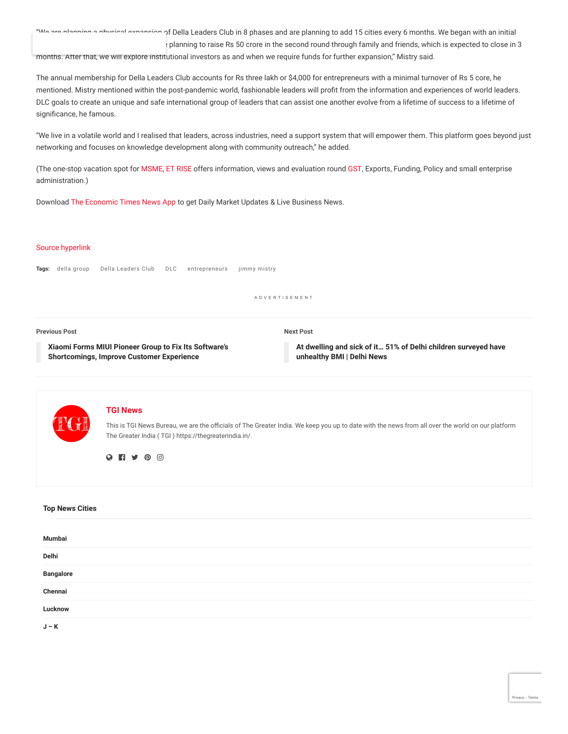"We are planning a physical expansion of Della Leaders Club in 8 phases and are planning to add 15 cities every 6 months. We began with an initial … planning to raise Rs 50 crore in the second round through family and friends, which is expected to close in 3 months. After that, we will explore institutional investors as and when we require funds for further expansion," Mistry said.

The annual membership for Della Leaders Club accounts for Rs three lakh or $4,000 for entrepreneurs with a minimal turnover of Rs 5 core, he mentioned. Mistry mentioned within the post-pandemic world, fashionable leaders will profit from the information and experiences of world leaders. DLC goals to create an unique and safe international group of leaders that can assist one another evolve from a lifetime of success to a lifetime of significance, he famous.

"We live in a volatile world and I realised that leaders, across industries, need a support system that will empower them. This platform goes beyond just networking and focuses on knowledge development along with community outreach," he added.

(The one-stop vacation spot for MSME, ET RISE offers information, views and evaluation round GST, Exports, Funding, Policy and small enterprise administration.)

Download The Economic Times News App to get Daily Market Updates & Live Business News.

Source hyperlink

**Tags:** della group   Della Leaders Club   DLC   entrepreneurs   jimmy mistry

ADVERTISEMENT

**Previous Post**

**Xiaomi Forms MIUI Pioneer Group to Fix Its Software's Shortcomings, Improve Customer Experience**

**Next Post**

**At dwelling and sick of it… 51% of Delhi children surveyed have unhealthy BMI | Delhi News**

**TGI News**

This is TGI News Bureau, we are the officials of The Greater India. We keep you up to date with the news from all over the world on our platform The Greater India ( TGI ) https://thegreaterindia.in/.

**Top News Cities**

- **Mumbai**
- **Delhi**
- **Bangalore**
- **Chennai**
- **Lucknow**
- **J – K**